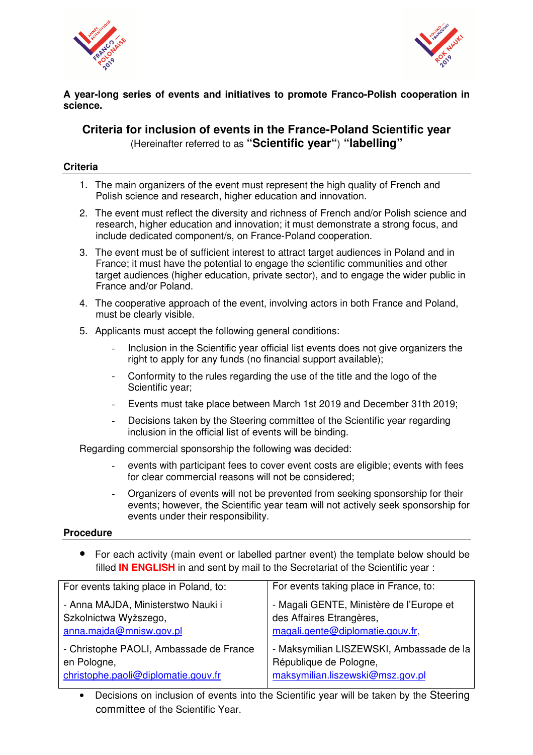**A year-long series of events and initiatives to promote Franco-Polish cooperation in science.**

## Criteria for inclusion of events in the France-Poland Scientific year

(Hereinafter referred to as **"Scientific year"**) **"labelling"**

### Criteria

1. The main organizers of the event must represent the high quality of French and Polish science and research, higher education and innovation.
2. The event must reflect the diversity and richness of French and/or Polish science and research, higher education and innovation; it must demonstrate a strong focus, and include dedicated component/s, on France-Poland cooperation.
3. The event must be of sufficient interest to attract target audiences in Poland and in France; it must have the potential to engage the scientific communities and other target audiences (higher education, private sector), and to engage the wider public in France and/or Poland.
4. The cooperative approach of the event, involving actors in both France and Poland, must be clearly visible.
5. Applicants must accept the following general conditions:
   - Inclusion in the Scientific year official list events does not give organizers the right to apply for any funds (no financial support available);
   - Conformity to the rules regarding the use of the title and the logo of the Scientific year;
   - Events must take place between March 1st 2019 and December 31th 2019;
   - Decisions taken by the Steering committee of the Scientific year regarding inclusion in the official list of events will be binding.

Regarding commercial sponsorship the following was decided:

- events with participant fees to cover event costs are eligible; events with fees for clear commercial reasons will not be considered;
- Organizers of events will not be prevented from seeking sponsorship for their events; however, the Scientific year team will not actively seek sponsorship for events under their responsibility.

### Procedure

- For each activity (main event or labelled partner event) the template below should be filled **IN ENGLISH** in and sent by mail to the Secretariat of the Scientific year :

| For events taking place in Poland, to: | For events taking place in France, to: |
|---|---|
| - Anna MAJDA, Ministerstwo Nauki i Szkolnictwa Wyższego, anna.majda@mnisw.gov.pl | - Magali GENTE, Ministère de l'Europe et des Affaires Etrangères, magali.gente@diplomatie.gouv.fr, |
| - Christophe PAOLI, Ambassade de France en Pologne, christophe.paoli@diplomatie.gouv.fr | - Maksymilian LISZEWSKI, Ambassade de la République de Pologne, maksymilian.liszewski@msz.gov.pl |

- Decisions on inclusion of events into the Scientific year will be taken by the Steering committee of the Scientific Year.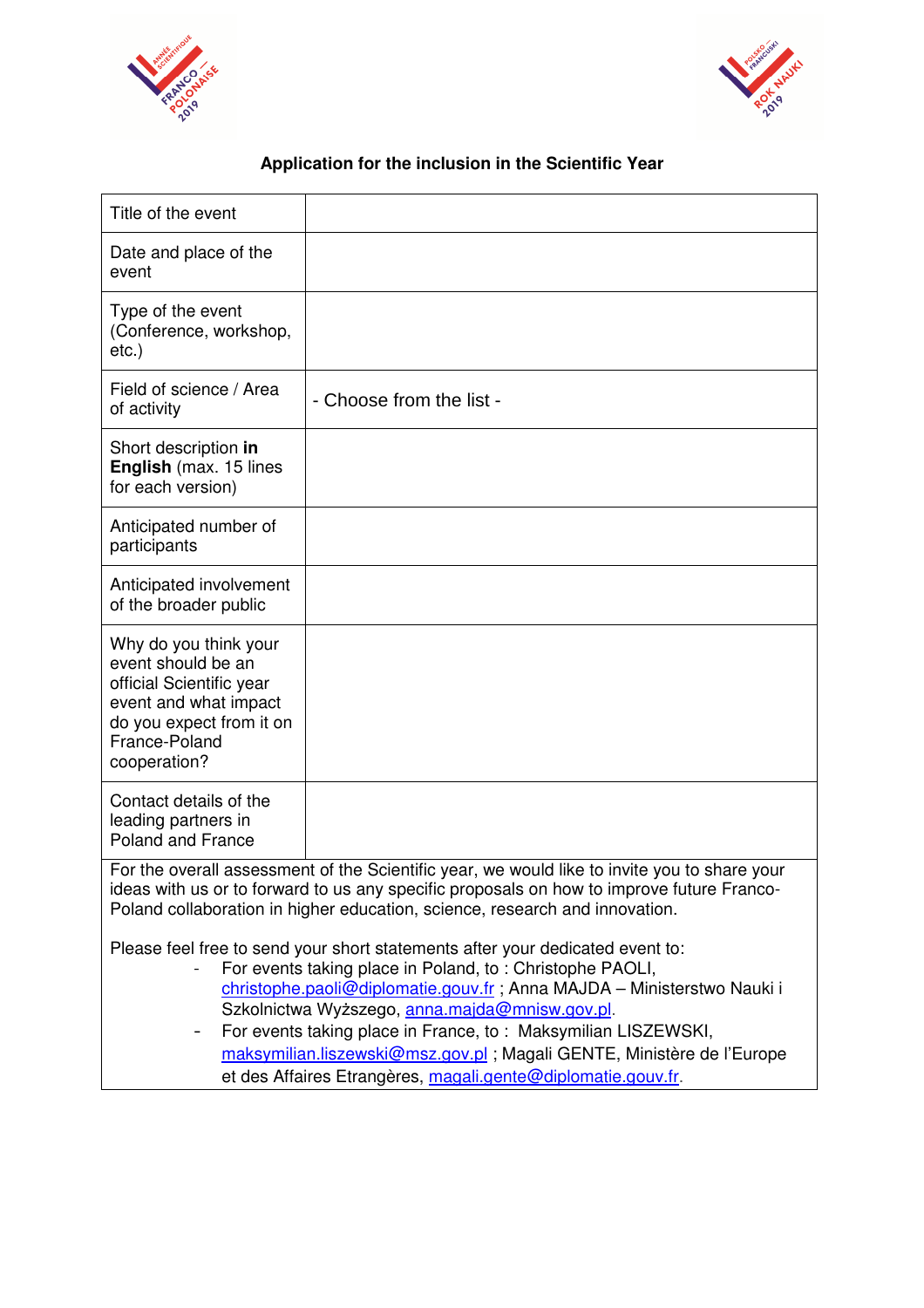**Application for the inclusion in the Scientific Year**

| | |
|---|---|
| Title of the event | |
| Date and place of the event | |
| Type of the event (Conference, workshop, etc.) | |
| Field of science / Area of activity | - Choose from the list - |
| Short description **in English** (max. 15 lines for each version) | |
| Anticipated number of participants | |
| Anticipated involvement of the broader public | |
| Why do you think your event should be an official Scientific year event and what impact do you expect from it on France-Poland cooperation? | |
| Contact details of the leading partners in Poland and France | |

For the overall assessment of the Scientific year, we would like to invite you to share your ideas with us or to forward to us any specific proposals on how to improve future Franco-Poland collaboration in higher education, science, research and innovation.

Please feel free to send your short statements after your dedicated event to:

- For events taking place in Poland, to : Christophe PAOLI, christophe.paoli@diplomatie.gouv.fr ; Anna MAJDA – Ministerstwo Nauki i Szkolnictwa Wyższego, anna.majda@mnisw.gov.pl.
- For events taking place in France, to : Maksymilian LISZEWSKI, maksymilian.liszewski@msz.gov.pl ; Magali GENTE, Ministère de l'Europe et des Affaires Etrangères, magali.gente@diplomatie.gouv.fr.